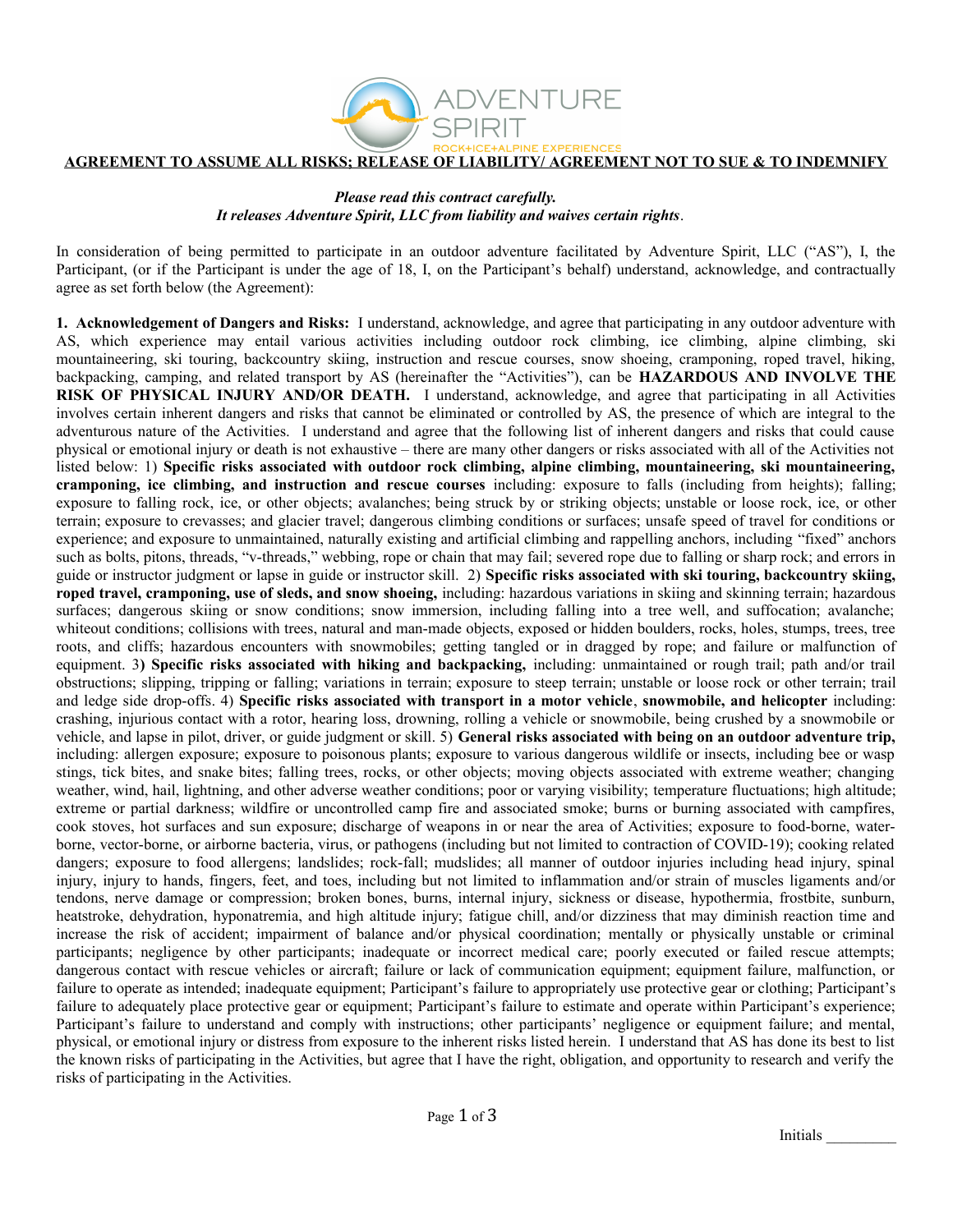ADVENTURE SPIRIT

ROCK+ICE+ALPINE EXPERIENCES

# AGREEMENT TO ASSUME ALL RISKS; RELEASE OF LIABILITY/ AGREEMENT NOT TO SUE & TO INDEMNIFY

***Please read this contract carefully.***
***It releases Adventure Spirit, LLC from liability and waives certain rights.***

In consideration of being permitted to participate in an outdoor adventure facilitated by Adventure Spirit, LLC ("AS"), I, the Participant, (or if the Participant is under the age of 18, I, on the Participant's behalf) understand, acknowledge, and contractually agree as set forth below (the Agreement):

**1. Acknowledgement of Dangers and Risks:** I understand, acknowledge, and agree that participating in any outdoor adventure with AS, which experience may entail various activities including outdoor rock climbing, ice climbing, alpine climbing, ski mountaineering, ski touring, backcountry skiing, instruction and rescue courses, snow shoeing, cramponing, roped travel, hiking, backpacking, camping, and related transport by AS (hereinafter the "Activities"), can be **HAZARDOUS AND INVOLVE THE RISK OF PHYSICAL INJURY AND/OR DEATH.** I understand, acknowledge, and agree that participating in all Activities involves certain inherent dangers and risks that cannot be eliminated or controlled by AS, the presence of which are integral to the adventurous nature of the Activities. I understand and agree that the following list of inherent dangers and risks that could cause physical or emotional injury or death is not exhaustive – there are many other dangers or risks associated with all of the Activities not listed below: 1) **Specific risks associated with outdoor rock climbing, alpine climbing, mountaineering, ski mountaineering, cramponing, ice climbing, and instruction and rescue courses** including: exposure to falls (including from heights); falling; exposure to falling rock, ice, or other objects; avalanches; being struck by or striking objects; unstable or loose rock, ice, or other terrain; exposure to crevasses; and glacier travel; dangerous climbing conditions or surfaces; unsafe speed of travel for conditions or experience; and exposure to unmaintained, naturally existing and artificial climbing and rappelling anchors, including "fixed" anchors such as bolts, pitons, threads, "v-threads," webbing, rope or chain that may fail; severed rope due to falling or sharp rock; and errors in guide or instructor judgment or lapse in guide or instructor skill. 2) **Specific risks associated with ski touring, backcountry skiing, roped travel, cramponing, use of sleds, and snow shoeing,** including: hazardous variations in skiing and skinning terrain; hazardous surfaces; dangerous skiing or snow conditions; snow immersion, including falling into a tree well, and suffocation; avalanche; whiteout conditions; collisions with trees, natural and man-made objects, exposed or hidden boulders, rocks, holes, stumps, trees, tree roots, and cliffs; hazardous encounters with snowmobiles; getting tangled or in dragged by rope; and failure or malfunction of equipment. 3**) Specific risks associated with hiking and backpacking,** including: unmaintained or rough trail; path and/or trail obstructions; slipping, tripping or falling; variations in terrain; exposure to steep terrain; unstable or loose rock or other terrain; trail and ledge side drop-offs. 4) **Specific risks associated with transport in a motor vehicle**, **snowmobile, and helicopter** including: crashing, injurious contact with a rotor, hearing loss, drowning, rolling a vehicle or snowmobile, being crushed by a snowmobile or vehicle, and lapse in pilot, driver, or guide judgment or skill. 5) **General risks associated with being on an outdoor adventure trip,** including: allergen exposure; exposure to poisonous plants; exposure to various dangerous wildlife or insects, including bee or wasp stings, tick bites, and snake bites; falling trees, rocks, or other objects; moving objects associated with extreme weather; changing weather, wind, hail, lightning, and other adverse weather conditions; poor or varying visibility; temperature fluctuations; high altitude; extreme or partial darkness; wildfire or uncontrolled camp fire and associated smoke; burns or burning associated with campfires, cook stoves, hot surfaces and sun exposure; discharge of weapons in or near the area of Activities; exposure to food-borne, water-borne, vector-borne, or airborne bacteria, virus, or pathogens (including but not limited to contraction of COVID-19); cooking related dangers; exposure to food allergens; landslides; rock-fall; mudslides; all manner of outdoor injuries including head injury, spinal injury, injury to hands, fingers, feet, and toes, including but not limited to inflammation and/or strain of muscles ligaments and/or tendons, nerve damage or compression; broken bones, burns, internal injury, sickness or disease, hypothermia, frostbite, sunburn, heatstroke, dehydration, hyponatremia, and high altitude injury; fatigue chill, and/or dizziness that may diminish reaction time and increase the risk of accident; impairment of balance and/or physical coordination; mentally or physically unstable or criminal participants; negligence by other participants; inadequate or incorrect medical care; poorly executed or failed rescue attempts; dangerous contact with rescue vehicles or aircraft; failure or lack of communication equipment; equipment failure, malfunction, or failure to operate as intended; inadequate equipment; Participant's failure to appropriately use protective gear or clothing; Participant's failure to adequately place protective gear or equipment; Participant's failure to estimate and operate within Participant's experience; Participant's failure to understand and comply with instructions; other participants' negligence or equipment failure; and mental, physical, or emotional injury or distress from exposure to the inherent risks listed herein. I understand that AS has done its best to list the known risks of participating in the Activities, but agree that I have the right, obligation, and opportunity to research and verify the risks of participating in the Activities.

Initials _________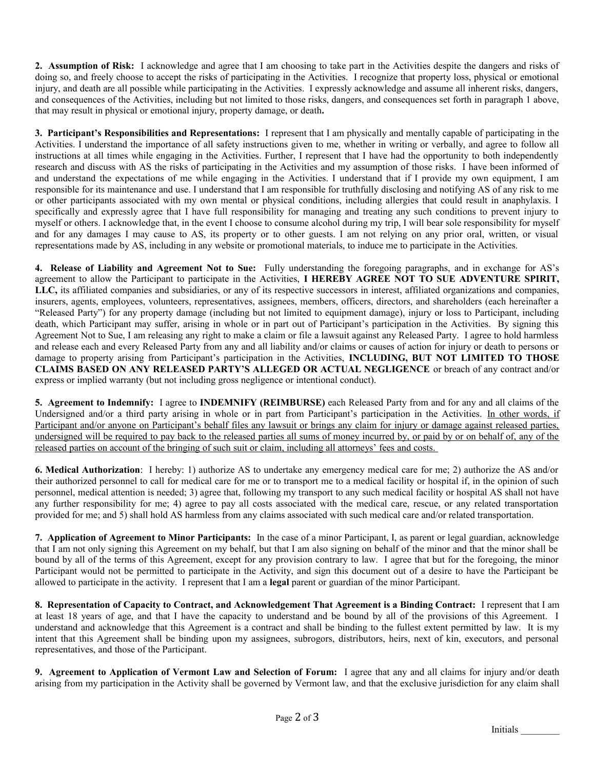**2. Assumption of Risk:** I acknowledge and agree that I am choosing to take part in the Activities despite the dangers and risks of doing so, and freely choose to accept the risks of participating in the Activities. I recognize that property loss, physical or emotional injury, and death are all possible while participating in the Activities. I expressly acknowledge and assume all inherent risks, dangers, and consequences of the Activities, including but not limited to those risks, dangers, and consequences set forth in paragraph 1 above, that may result in physical or emotional injury, property damage, or death**.**

**3. Participant's Responsibilities and Representations:** I represent that I am physically and mentally capable of participating in the Activities. I understand the importance of all safety instructions given to me, whether in writing or verbally, and agree to follow all instructions at all times while engaging in the Activities. Further, I represent that I have had the opportunity to both independently research and discuss with AS the risks of participating in the Activities and my assumption of those risks. I have been informed of and understand the expectations of me while engaging in the Activities. I understand that if I provide my own equipment, I am responsible for its maintenance and use. I understand that I am responsible for truthfully disclosing and notifying AS of any risk to me or other participants associated with my own mental or physical conditions, including allergies that could result in anaphylaxis. I specifically and expressly agree that I have full responsibility for managing and treating any such conditions to prevent injury to myself or others. I acknowledge that, in the event I choose to consume alcohol during my trip, I will bear sole responsibility for myself and for any damages I may cause to AS, its property or to other guests. I am not relying on any prior oral, written, or visual representations made by AS, including in any website or promotional materials, to induce me to participate in the Activities.

**4. Release of Liability and Agreement Not to Sue:** Fully understanding the foregoing paragraphs, and in exchange for AS's agreement to allow the Participant to participate in the Activities, **I HEREBY AGREE NOT TO SUE ADVENTURE SPIRIT, LLC,** its affiliated companies and subsidiaries, or any of its respective successors in interest, affiliated organizations and companies, insurers, agents, employees, volunteers, representatives, assignees, members, officers, directors, and shareholders (each hereinafter a "Released Party") for any property damage (including but not limited to equipment damage), injury or loss to Participant, including death, which Participant may suffer, arising in whole or in part out of Participant's participation in the Activities. By signing this Agreement Not to Sue, I am releasing any right to make a claim or file a lawsuit against any Released Party. I agree to hold harmless and release each and every Released Party from any and all liability and/or claims or causes of action for injury or death to persons or damage to property arising from Participant's participation in the Activities, **INCLUDING, BUT NOT LIMITED TO THOSE CLAIMS BASED ON ANY RELEASED PARTY'S ALLEGED OR ACTUAL NEGLIGENCE** or breach of any contract and/or express or implied warranty (but not including gross negligence or intentional conduct).

**5. Agreement to Indemnify:** I agree to **INDEMNIFY (REIMBURSE)** each Released Party from and for any and all claims of the Undersigned and/or a third party arising in whole or in part from Participant's participation in the Activities. <u>In other words, if Participant and/or anyone on Participant's behalf files any lawsuit or brings any claim for injury or damage against released parties, undersigned will be required to pay back to the released parties all sums of money incurred by, or paid by or on behalf of, any of the released parties on account of the bringing of such suit or claim, including all attorneys' fees and costs.</u>

**6. Medical Authorization**: I hereby: 1) authorize AS to undertake any emergency medical care for me; 2) authorize the AS and/or their authorized personnel to call for medical care for me or to transport me to a medical facility or hospital if, in the opinion of such personnel, medical attention is needed; 3) agree that, following my transport to any such medical facility or hospital AS shall not have any further responsibility for me; 4) agree to pay all costs associated with the medical care, rescue, or any related transportation provided for me; and 5) shall hold AS harmless from any claims associated with such medical care and/or related transportation.

**7. Application of Agreement to Minor Participants:** In the case of a minor Participant, I, as parent or legal guardian, acknowledge that I am not only signing this Agreement on my behalf, but that I am also signing on behalf of the minor and that the minor shall be bound by all of the terms of this Agreement, except for any provision contrary to law. I agree that but for the foregoing, the minor Participant would not be permitted to participate in the Activity, and sign this document out of a desire to have the Participant be allowed to participate in the activity. I represent that I am a **legal** parent or guardian of the minor Participant.

**8. Representation of Capacity to Contract, and Acknowledgement That Agreement is a Binding Contract:** I represent that I am at least 18 years of age, and that I have the capacity to understand and be bound by all of the provisions of this Agreement. I understand and acknowledge that this Agreement is a contract and shall be binding to the fullest extent permitted by law. It is my intent that this Agreement shall be binding upon my assignees, subrogors, distributors, heirs, next of kin, executors, and personal representatives, and those of the Participant.

**9. Agreement to Application of Vermont Law and Selection of Forum:** I agree that any and all claims for injury and/or death arising from my participation in the Activity shall be governed by Vermont law, and that the exclusive jurisdiction for any claim shall

Initials ________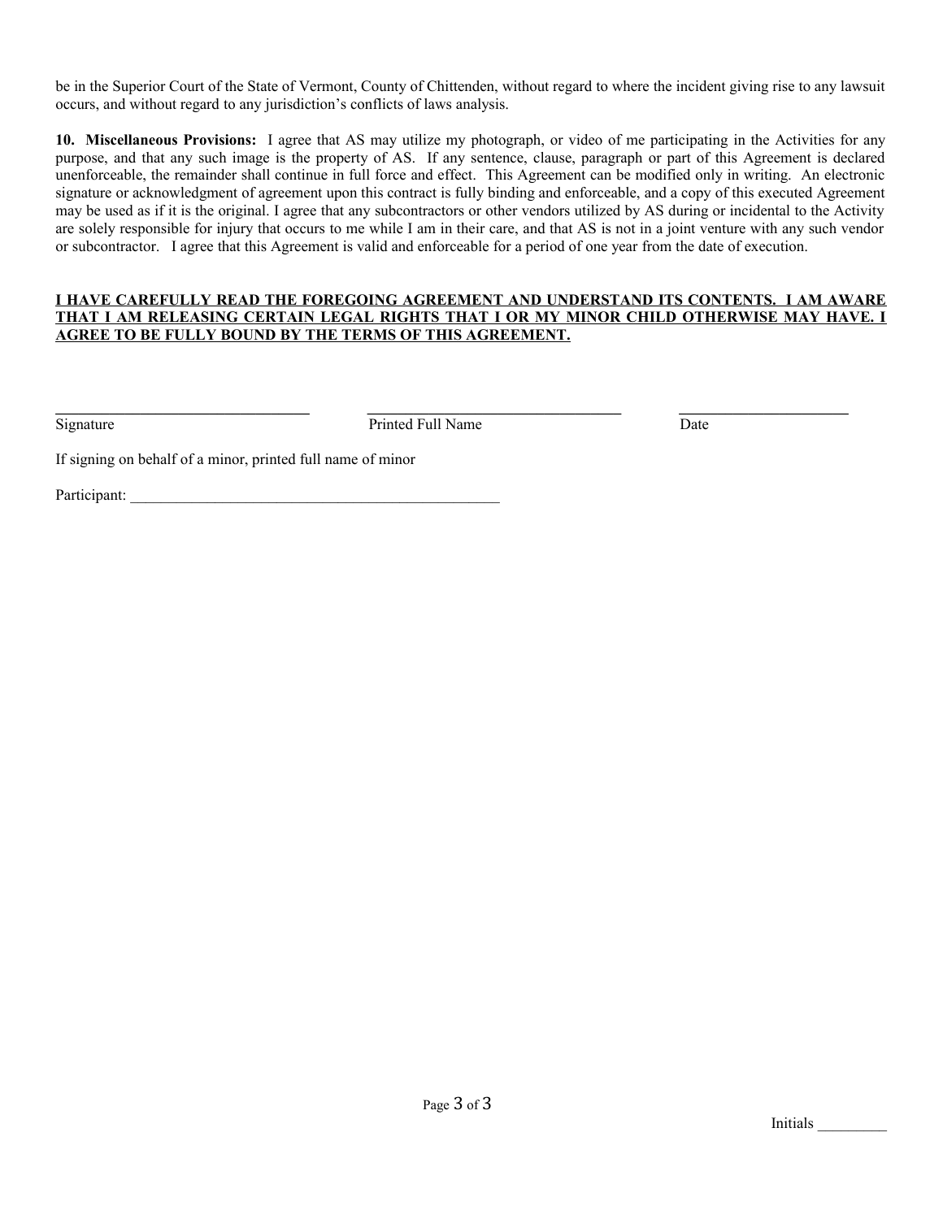be in the Superior Court of the State of Vermont, County of Chittenden, without regard to where the incident giving rise to any lawsuit occurs, and without regard to any jurisdiction's conflicts of laws analysis.

**10. Miscellaneous Provisions:** I agree that AS may utilize my photograph, or video of me participating in the Activities for any purpose, and that any such image is the property of AS. If any sentence, clause, paragraph or part of this Agreement is declared unenforceable, the remainder shall continue in full force and effect. This Agreement can be modified only in writing. An electronic signature or acknowledgment of agreement upon this contract is fully binding and enforceable, and a copy of this executed Agreement may be used as if it is the original. I agree that any subcontractors or other vendors utilized by AS during or incidental to the Activity are solely responsible for injury that occurs to me while I am in their care, and that AS is not in a joint venture with any such vendor or subcontractor. I agree that this Agreement is valid and enforceable for a period of one year from the date of execution.

**I HAVE CAREFULLY READ THE FOREGOING AGREEMENT AND UNDERSTAND ITS CONTENTS. I AM AWARE THAT I AM RELEASING CERTAIN LEGAL RIGHTS THAT I OR MY MINOR CHILD OTHERWISE MAY HAVE. I AGREE TO BE FULLY BOUND BY THE TERMS OF THIS AGREEMENT.**

| | | |
|---|---|---|
| ______________________ | ______________________ | ______________ |
| Signature | Printed Full Name | Date |

If signing on behalf of a minor, printed full name of minor

Participant: ____________________________________________

Initials _________